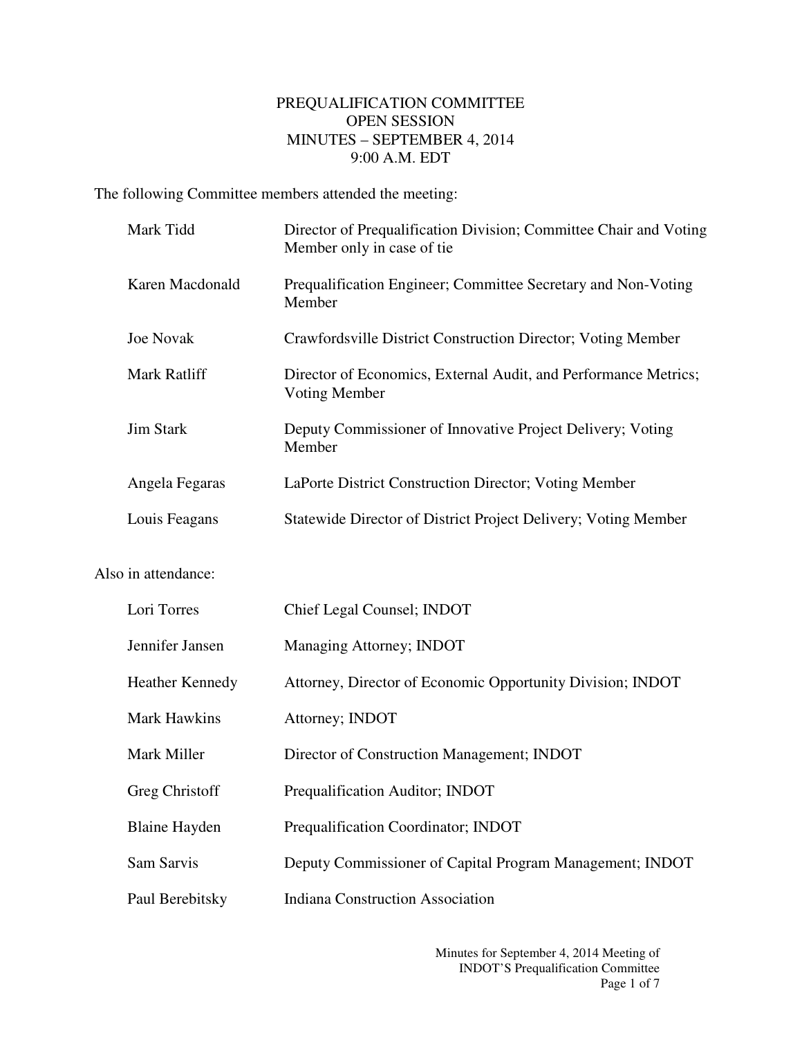# PREQUALIFICATION COMMITTEE
## OPEN SESSION
## MINUTES – SEPTEMBER 4, 2014
## 9:00 A.M. EDT

The following Committee members attended the meeting:

| | |
|---|---|
| Mark Tidd | Director of Prequalification Division; Committee Chair and Voting Member only in case of tie |
| Karen Macdonald | Prequalification Engineer; Committee Secretary and Non-Voting Member |
| Joe Novak | Crawfordsville District Construction Director; Voting Member |
| Mark Ratliff | Director of Economics, External Audit, and Performance Metrics; Voting Member |
| Jim Stark | Deputy Commissioner of Innovative Project Delivery; Voting Member |
| Angela Fegaras | LaPorte District Construction Director; Voting Member |
| Louis Feagans | Statewide Director of District Project Delivery; Voting Member |

Also in attendance:

| | |
|---|---|
| Lori Torres | Chief Legal Counsel; INDOT |
| Jennifer Jansen | Managing Attorney; INDOT |
| Heather Kennedy | Attorney, Director of Economic Opportunity Division; INDOT |
| Mark Hawkins | Attorney; INDOT |
| Mark Miller | Director of Construction Management; INDOT |
| Greg Christoff | Prequalification Auditor; INDOT |
| Blaine Hayden | Prequalification Coordinator; INDOT |
| Sam Sarvis | Deputy Commissioner of Capital Program Management; INDOT |
| Paul Berebitsky | Indiana Construction Association |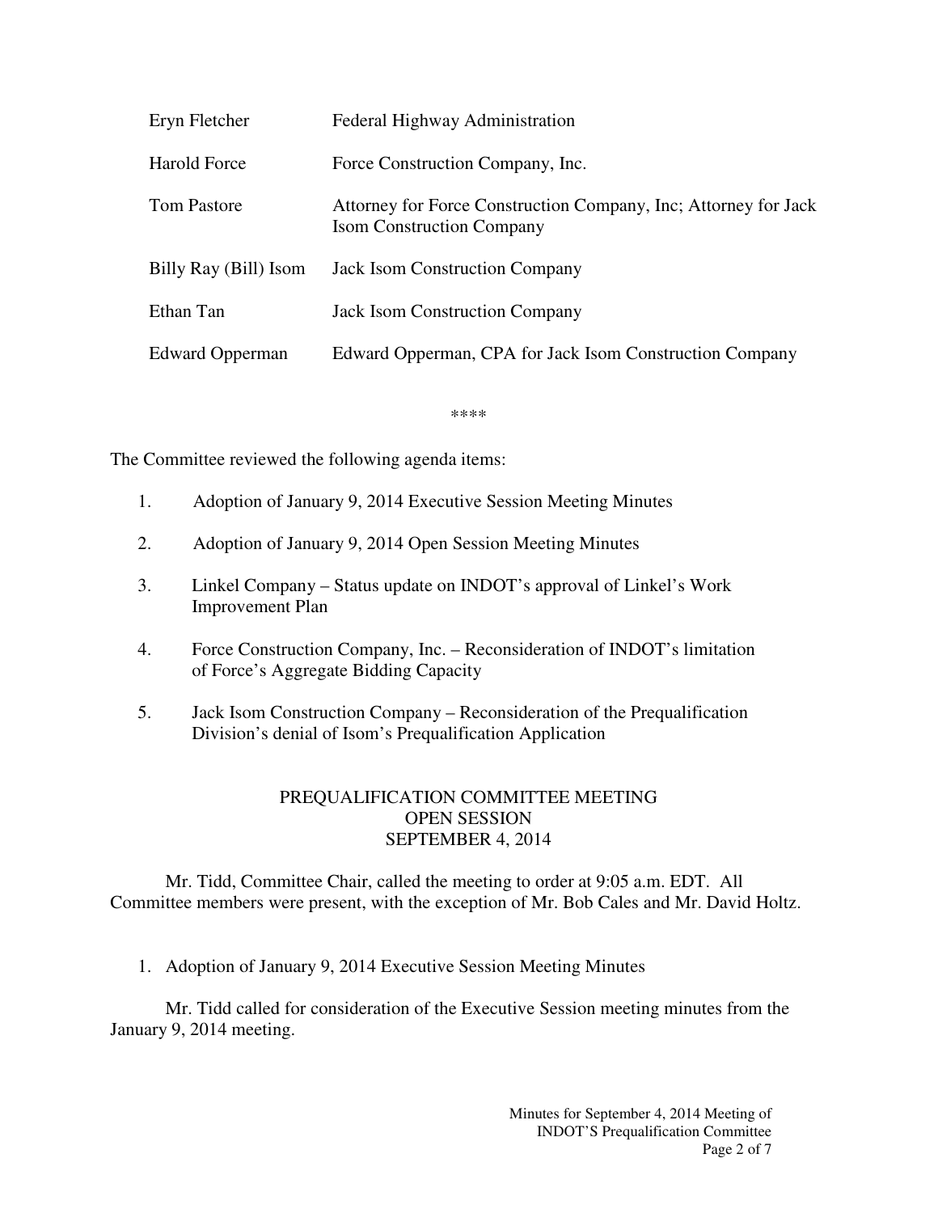| | |
|---|---|
| Eryn Fletcher | Federal Highway Administration |
| Harold Force | Force Construction Company, Inc. |
| Tom Pastore | Attorney for Force Construction Company, Inc; Attorney for Jack Isom Construction Company |
| Billy Ray (Bill) Isom | Jack Isom Construction Company |
| Ethan Tan | Jack Isom Construction Company |
| Edward Opperman | Edward Opperman, CPA for Jack Isom Construction Company |

****

The Committee reviewed the following agenda items:

1. Adoption of January 9, 2014 Executive Session Meeting Minutes
2. Adoption of January 9, 2014 Open Session Meeting Minutes
3. Linkel Company – Status update on INDOT's approval of Linkel's Work Improvement Plan
4. Force Construction Company, Inc. – Reconsideration of INDOT's limitation of Force's Aggregate Bidding Capacity
5. Jack Isom Construction Company – Reconsideration of the Prequalification Division's denial of Isom's Prequalification Application

## PREQUALIFICATION COMMITTEE MEETING
## OPEN SESSION
## SEPTEMBER 4, 2014

Mr. Tidd, Committee Chair, called the meeting to order at 9:05 a.m. EDT. All Committee members were present, with the exception of Mr. Bob Cales and Mr. David Holtz.

1. Adoption of January 9, 2014 Executive Session Meeting Minutes

Mr. Tidd called for consideration of the Executive Session meeting minutes from the January 9, 2014 meeting.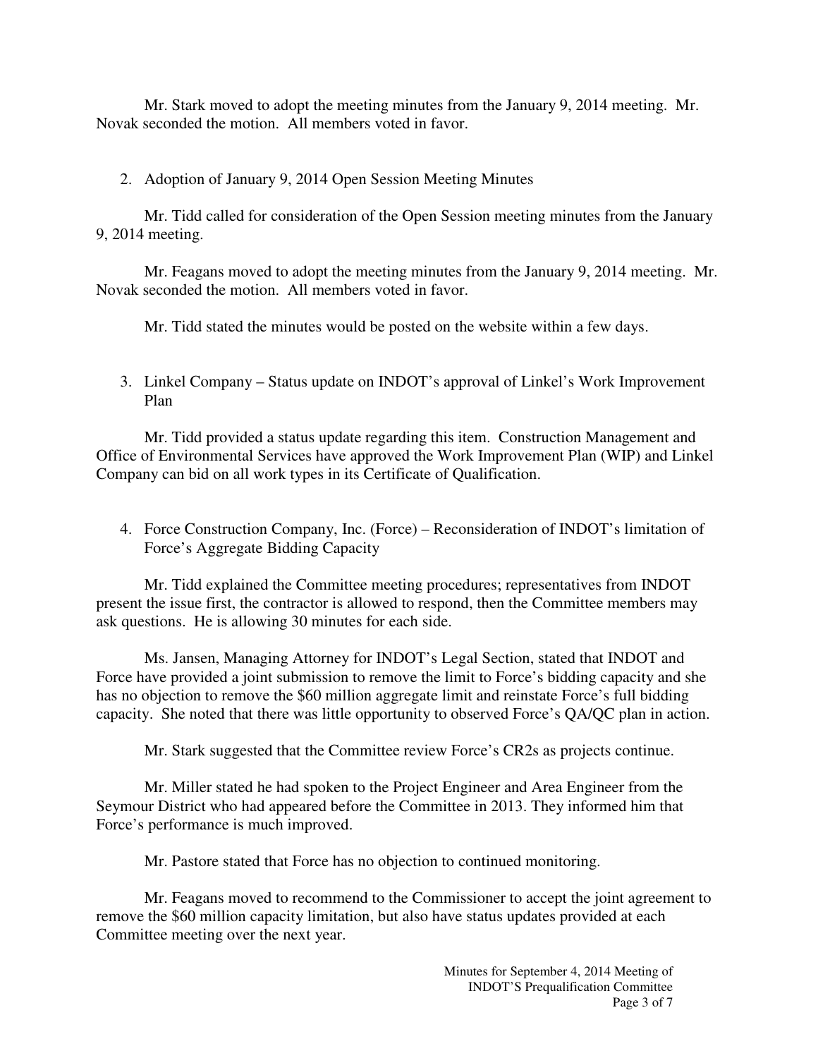Mr. Stark moved to adopt the meeting minutes from the January 9, 2014 meeting. Mr. Novak seconded the motion. All members voted in favor.

2. Adoption of January 9, 2014 Open Session Meeting Minutes

Mr. Tidd called for consideration of the Open Session meeting minutes from the January 9, 2014 meeting.

Mr. Feagans moved to adopt the meeting minutes from the January 9, 2014 meeting. Mr. Novak seconded the motion. All members voted in favor.

Mr. Tidd stated the minutes would be posted on the website within a few days.

3. Linkel Company – Status update on INDOT's approval of Linkel's Work Improvement Plan

Mr. Tidd provided a status update regarding this item. Construction Management and Office of Environmental Services have approved the Work Improvement Plan (WIP) and Linkel Company can bid on all work types in its Certificate of Qualification.

4. Force Construction Company, Inc. (Force) – Reconsideration of INDOT's limitation of Force's Aggregate Bidding Capacity

Mr. Tidd explained the Committee meeting procedures; representatives from INDOT present the issue first, the contractor is allowed to respond, then the Committee members may ask questions. He is allowing 30 minutes for each side.

Ms. Jansen, Managing Attorney for INDOT's Legal Section, stated that INDOT and Force have provided a joint submission to remove the limit to Force's bidding capacity and she has no objection to remove the $60 million aggregate limit and reinstate Force's full bidding capacity. She noted that there was little opportunity to observed Force's QA/QC plan in action.

Mr. Stark suggested that the Committee review Force's CR2s as projects continue.

Mr. Miller stated he had spoken to the Project Engineer and Area Engineer from the Seymour District who had appeared before the Committee in 2013. They informed him that Force's performance is much improved.

Mr. Pastore stated that Force has no objection to continued monitoring.

Mr. Feagans moved to recommend to the Commissioner to accept the joint agreement to remove the $60 million capacity limitation, but also have status updates provided at each Committee meeting over the next year.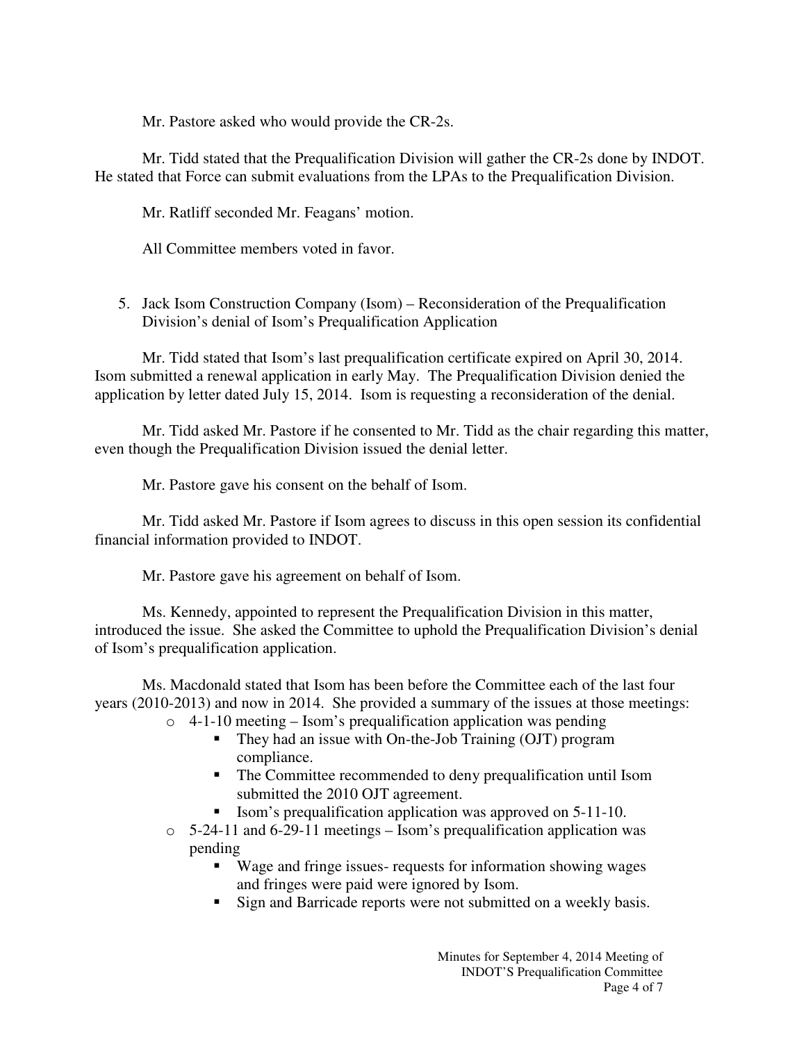Mr. Pastore asked who would provide the CR-2s.

Mr. Tidd stated that the Prequalification Division will gather the CR-2s done by INDOT. He stated that Force can submit evaluations from the LPAs to the Prequalification Division.

Mr. Ratliff seconded Mr. Feagans' motion.

All Committee members voted in favor.

5. Jack Isom Construction Company (Isom) – Reconsideration of the Prequalification Division's denial of Isom's Prequalification Application

Mr. Tidd stated that Isom's last prequalification certificate expired on April 30, 2014. Isom submitted a renewal application in early May. The Prequalification Division denied the application by letter dated July 15, 2014. Isom is requesting a reconsideration of the denial.

Mr. Tidd asked Mr. Pastore if he consented to Mr. Tidd as the chair regarding this matter, even though the Prequalification Division issued the denial letter.

Mr. Pastore gave his consent on the behalf of Isom.

Mr. Tidd asked Mr. Pastore if Isom agrees to discuss in this open session its confidential financial information provided to INDOT.

Mr. Pastore gave his agreement on behalf of Isom.

Ms. Kennedy, appointed to represent the Prequalification Division in this matter, introduced the issue. She asked the Committee to uphold the Prequalification Division's denial of Isom's prequalification application.

Ms. Macdonald stated that Isom has been before the Committee each of the last four years (2010-2013) and now in 2014. She provided a summary of the issues at those meetings:

- 4-1-10 meeting – Isom's prequalification application was pending
  - They had an issue with On-the-Job Training (OJT) program compliance.
  - The Committee recommended to deny prequalification until Isom submitted the 2010 OJT agreement.
  - Isom's prequalification application was approved on 5-11-10.
- 5-24-11 and 6-29-11 meetings – Isom's prequalification application was pending
  - Wage and fringe issues- requests for information showing wages and fringes were paid were ignored by Isom.
  - Sign and Barricade reports were not submitted on a weekly basis.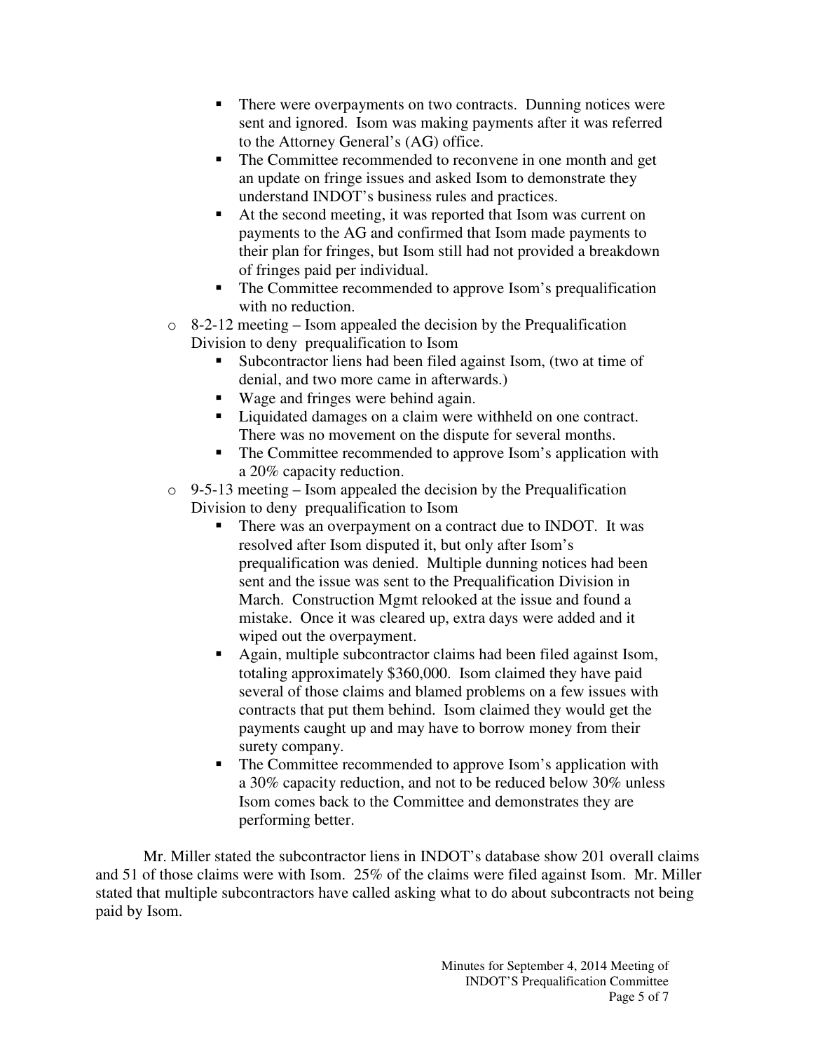- There were overpayments on two contracts. Dunning notices were sent and ignored. Isom was making payments after it was referred to the Attorney General's (AG) office.
    - The Committee recommended to reconvene in one month and get an update on fringe issues and asked Isom to demonstrate they understand INDOT's business rules and practices.
    - At the second meeting, it was reported that Isom was current on payments to the AG and confirmed that Isom made payments to their plan for fringes, but Isom still had not provided a breakdown of fringes paid per individual.
    - The Committee recommended to approve Isom's prequalification with no reduction.
  - 8-2-12 meeting – Isom appealed the decision by the Prequalification Division to deny prequalification to Isom
    - Subcontractor liens had been filed against Isom, (two at time of denial, and two more came in afterwards.)
    - Wage and fringes were behind again.
    - Liquidated damages on a claim were withheld on one contract. There was no movement on the dispute for several months.
    - The Committee recommended to approve Isom's application with a 20% capacity reduction.
  - 9-5-13 meeting – Isom appealed the decision by the Prequalification Division to deny prequalification to Isom
    - There was an overpayment on a contract due to INDOT. It was resolved after Isom disputed it, but only after Isom's prequalification was denied. Multiple dunning notices had been sent and the issue was sent to the Prequalification Division in March. Construction Mgmt relooked at the issue and found a mistake. Once it was cleared up, extra days were added and it wiped out the overpayment.
    - Again, multiple subcontractor claims had been filed against Isom, totaling approximately $360,000. Isom claimed they have paid several of those claims and blamed problems on a few issues with contracts that put them behind. Isom claimed they would get the payments caught up and may have to borrow money from their surety company.
    - The Committee recommended to approve Isom's application with a 30% capacity reduction, and not to be reduced below 30% unless Isom comes back to the Committee and demonstrates they are performing better.

Mr. Miller stated the subcontractor liens in INDOT's database show 201 overall claims and 51 of those claims were with Isom. 25% of the claims were filed against Isom. Mr. Miller stated that multiple subcontractors have called asking what to do about subcontracts not being paid by Isom.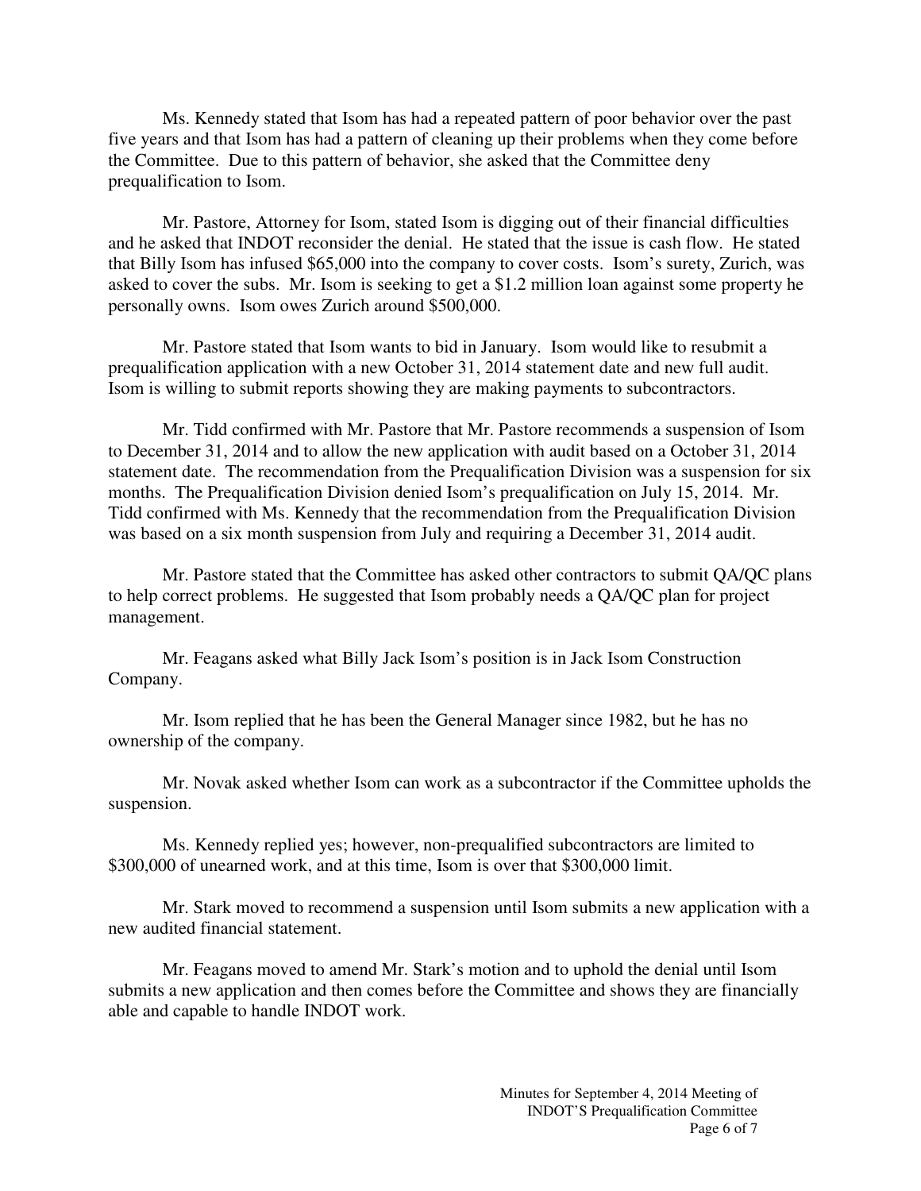Ms. Kennedy stated that Isom has had a repeated pattern of poor behavior over the past five years and that Isom has had a pattern of cleaning up their problems when they come before the Committee. Due to this pattern of behavior, she asked that the Committee deny prequalification to Isom.

Mr. Pastore, Attorney for Isom, stated Isom is digging out of their financial difficulties and he asked that INDOT reconsider the denial. He stated that the issue is cash flow. He stated that Billy Isom has infused $65,000 into the company to cover costs. Isom's surety, Zurich, was asked to cover the subs. Mr. Isom is seeking to get a $1.2 million loan against some property he personally owns. Isom owes Zurich around $500,000.

Mr. Pastore stated that Isom wants to bid in January. Isom would like to resubmit a prequalification application with a new October 31, 2014 statement date and new full audit. Isom is willing to submit reports showing they are making payments to subcontractors.

Mr. Tidd confirmed with Mr. Pastore that Mr. Pastore recommends a suspension of Isom to December 31, 2014 and to allow the new application with audit based on a October 31, 2014 statement date. The recommendation from the Prequalification Division was a suspension for six months. The Prequalification Division denied Isom's prequalification on July 15, 2014. Mr. Tidd confirmed with Ms. Kennedy that the recommendation from the Prequalification Division was based on a six month suspension from July and requiring a December 31, 2014 audit.

Mr. Pastore stated that the Committee has asked other contractors to submit QA/QC plans to help correct problems. He suggested that Isom probably needs a QA/QC plan for project management.

Mr. Feagans asked what Billy Jack Isom's position is in Jack Isom Construction Company.

Mr. Isom replied that he has been the General Manager since 1982, but he has no ownership of the company.

Mr. Novak asked whether Isom can work as a subcontractor if the Committee upholds the suspension.

Ms. Kennedy replied yes; however, non-prequalified subcontractors are limited to $300,000 of unearned work, and at this time, Isom is over that $300,000 limit.

Mr. Stark moved to recommend a suspension until Isom submits a new application with a new audited financial statement.

Mr. Feagans moved to amend Mr. Stark's motion and to uphold the denial until Isom submits a new application and then comes before the Committee and shows they are financially able and capable to handle INDOT work.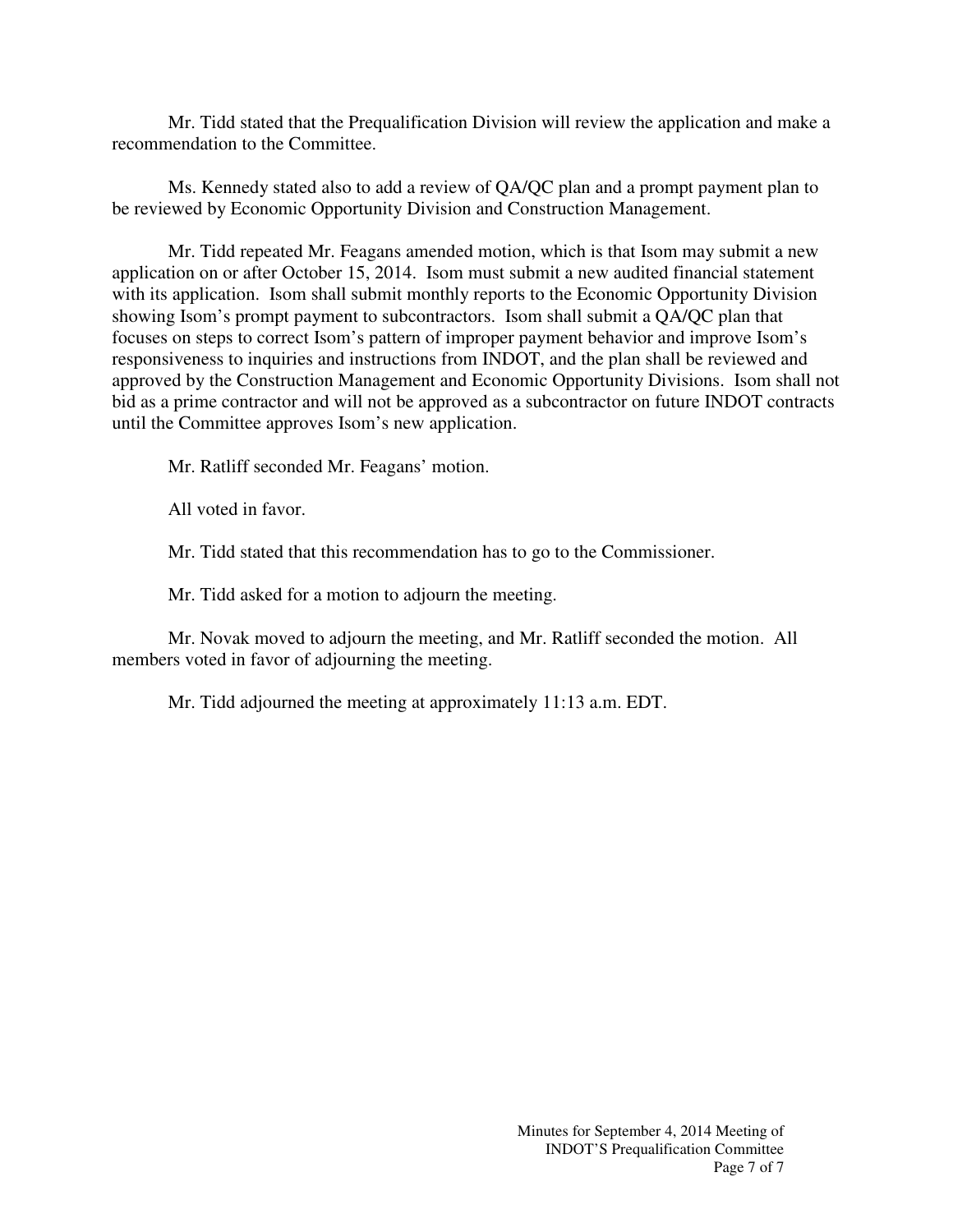Mr. Tidd stated that the Prequalification Division will review the application and make a recommendation to the Committee.

Ms. Kennedy stated also to add a review of QA/QC plan and a prompt payment plan to be reviewed by Economic Opportunity Division and Construction Management.

Mr. Tidd repeated Mr. Feagans amended motion, which is that Isom may submit a new application on or after October 15, 2014. Isom must submit a new audited financial statement with its application. Isom shall submit monthly reports to the Economic Opportunity Division showing Isom's prompt payment to subcontractors. Isom shall submit a QA/QC plan that focuses on steps to correct Isom's pattern of improper payment behavior and improve Isom's responsiveness to inquiries and instructions from INDOT, and the plan shall be reviewed and approved by the Construction Management and Economic Opportunity Divisions. Isom shall not bid as a prime contractor and will not be approved as a subcontractor on future INDOT contracts until the Committee approves Isom's new application.

Mr. Ratliff seconded Mr. Feagans' motion.

All voted in favor.

Mr. Tidd stated that this recommendation has to go to the Commissioner.

Mr. Tidd asked for a motion to adjourn the meeting.

Mr. Novak moved to adjourn the meeting, and Mr. Ratliff seconded the motion. All members voted in favor of adjourning the meeting.

Mr. Tidd adjourned the meeting at approximately 11:13 a.m. EDT.